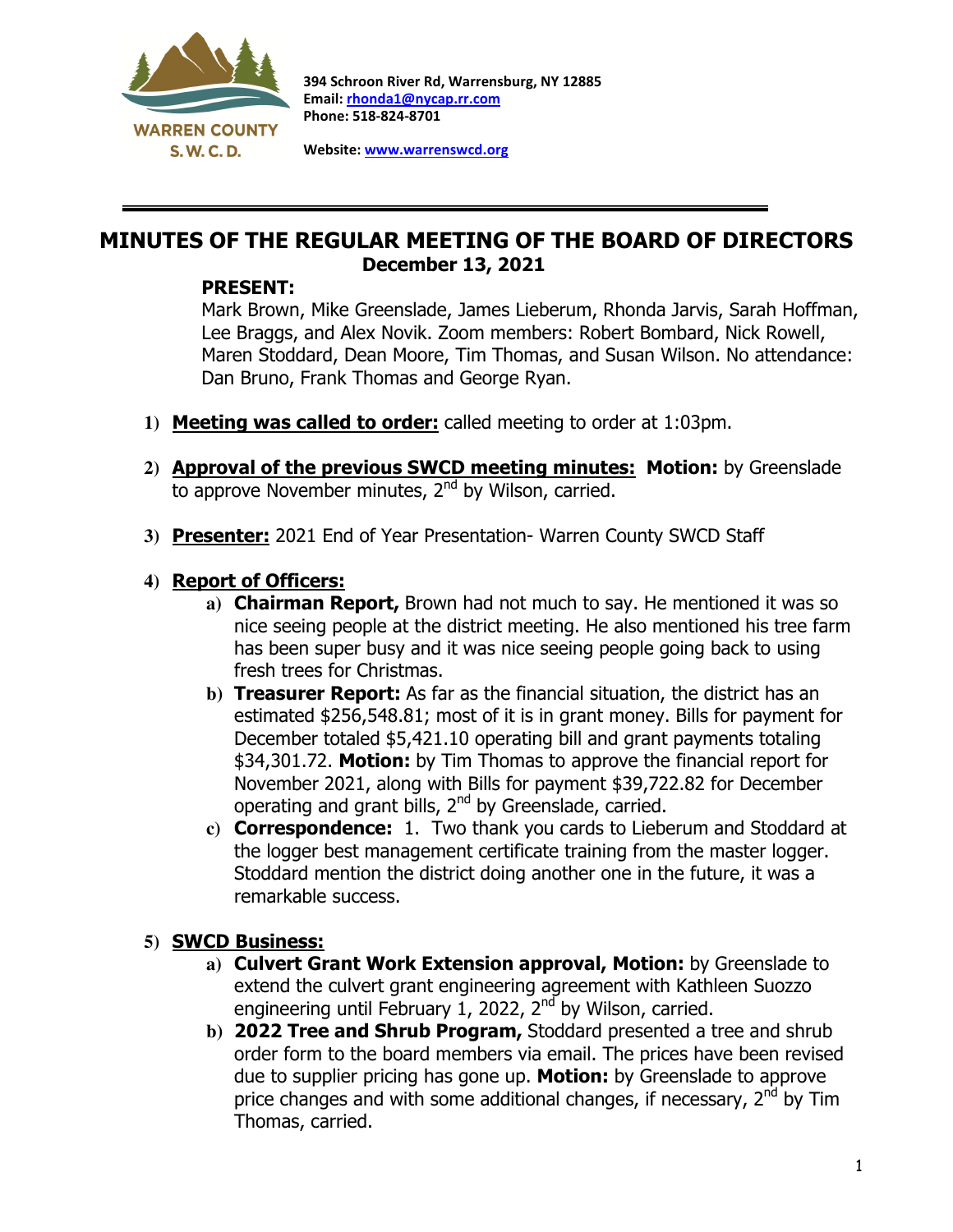WARREN COUNTY S.W.C.D.

**394 Schroon River Rd, Warrensburg, NY 12885**
**Email: [rhonda1@nycap.rr.com](mailto:rhonda1@nycap.rr.com)**
**Phone: 518-824-8701**

**Website: [www.warrenswcd.org](http://www.warrenswcd.org)**

---

# MINUTES OF THE REGULAR MEETING OF THE BOARD OF DIRECTORS

## December 13, 2021

**PRESENT:**

Mark Brown, Mike Greenslade, James Lieberum, Rhonda Jarvis, Sarah Hoffman, Lee Braggs, and Alex Novik. Zoom members: Robert Bombard, Nick Rowell, Maren Stoddard, Dean Moore, Tim Thomas, and Susan Wilson. No attendance: Dan Bruno, Frank Thomas and George Ryan.

1) **Meeting was called to order:** called meeting to order at 1:03pm.

2) **Approval of the previous SWCD meeting minutes:** **Motion:** by Greenslade to approve November minutes, 2nd by Wilson, carried.

3) **Presenter:** 2021 End of Year Presentation- Warren County SWCD Staff

4) **Report of Officers:**
   a) **Chairman Report,** Brown had not much to say. He mentioned it was so nice seeing people at the district meeting. He also mentioned his tree farm has been super busy and it was nice seeing people going back to using fresh trees for Christmas.
   b) **Treasurer Report:** As far as the financial situation, the district has an estimated $256,548.81; most of it is in grant money. Bills for payment for December totaled $5,421.10 operating bill and grant payments totaling $34,301.72. **Motion:** by Tim Thomas to approve the financial report for November 2021, along with Bills for payment $39,722.82 for December operating and grant bills, 2nd by Greenslade, carried.
   c) **Correspondence:** 1. Two thank you cards to Lieberum and Stoddard at the logger best management certificate training from the master logger. Stoddard mention the district doing another one in the future, it was a remarkable success.

5) **SWCD Business:**
   a) **Culvert Grant Work Extension approval, Motion:** by Greenslade to extend the culvert grant engineering agreement with Kathleen Suozzo engineering until February 1, 2022, 2nd by Wilson, carried.
   b) **2022 Tree and Shrub Program,** Stoddard presented a tree and shrub order form to the board members via email. The prices have been revised due to supplier pricing has gone up. **Motion:** by Greenslade to approve price changes and with some additional changes, if necessary, 2nd by Tim Thomas, carried.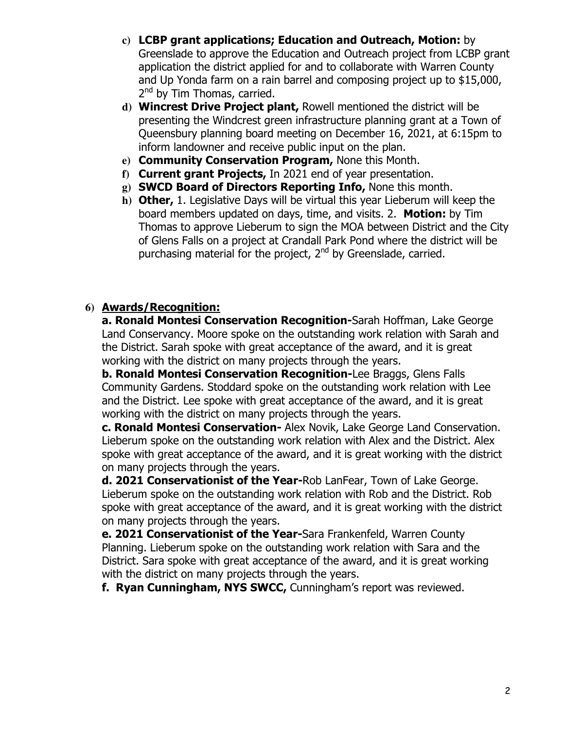c) **LCBP grant applications; Education and Outreach, Motion:** by Greenslade to approve the Education and Outreach project from LCBP grant application the district applied for and to collaborate with Warren County and Up Yonda farm on a rain barrel and composing project up to $15,000, 2nd by Tim Thomas, carried.

d) **Wincrest Drive Project plant,** Rowell mentioned the district will be presenting the Windcrest green infrastructure planning grant at a Town of Queensbury planning board meeting on December 16, 2021, at 6:15pm to inform landowner and receive public input on the plan.

e) **Community Conservation Program,** None this Month.

f) **Current grant Projects,** In 2021 end of year presentation.

g) **SWCD Board of Directors Reporting Info,** None this month.

h) **Other,** 1. Legislative Days will be virtual this year Lieberum will keep the board members updated on days, time, and visits. 2. **Motion:** by Tim Thomas to approve Lieberum to sign the MOA between District and the City of Glens Falls on a project at Crandall Park Pond where the district will be purchasing material for the project, 2nd by Greenslade, carried.

6) **Awards/Recognition:**

**a. Ronald Montesi Conservation Recognition-**Sarah Hoffman, Lake George Land Conservancy. Moore spoke on the outstanding work relation with Sarah and the District. Sarah spoke with great acceptance of the award, and it is great working with the district on many projects through the years.

**b. Ronald Montesi Conservation Recognition-**Lee Braggs, Glens Falls Community Gardens. Stoddard spoke on the outstanding work relation with Lee and the District. Lee spoke with great acceptance of the award, and it is great working with the district on many projects through the years.

**c. Ronald Montesi Conservation-** Alex Novik, Lake George Land Conservation. Lieberum spoke on the outstanding work relation with Alex and the District. Alex spoke with great acceptance of the award, and it is great working with the district on many projects through the years.

**d. 2021 Conservationist of the Year-**Rob LanFear, Town of Lake George. Lieberum spoke on the outstanding work relation with Rob and the District. Rob spoke with great acceptance of the award, and it is great working with the district on many projects through the years.

**e. 2021 Conservationist of the Year-**Sara Frankenfeld, Warren County Planning. Lieberum spoke on the outstanding work relation with Sara and the District. Sara spoke with great acceptance of the award, and it is great working with the district on many projects through the years.

**f. Ryan Cunningham, NYS SWCC,** Cunningham's report was reviewed.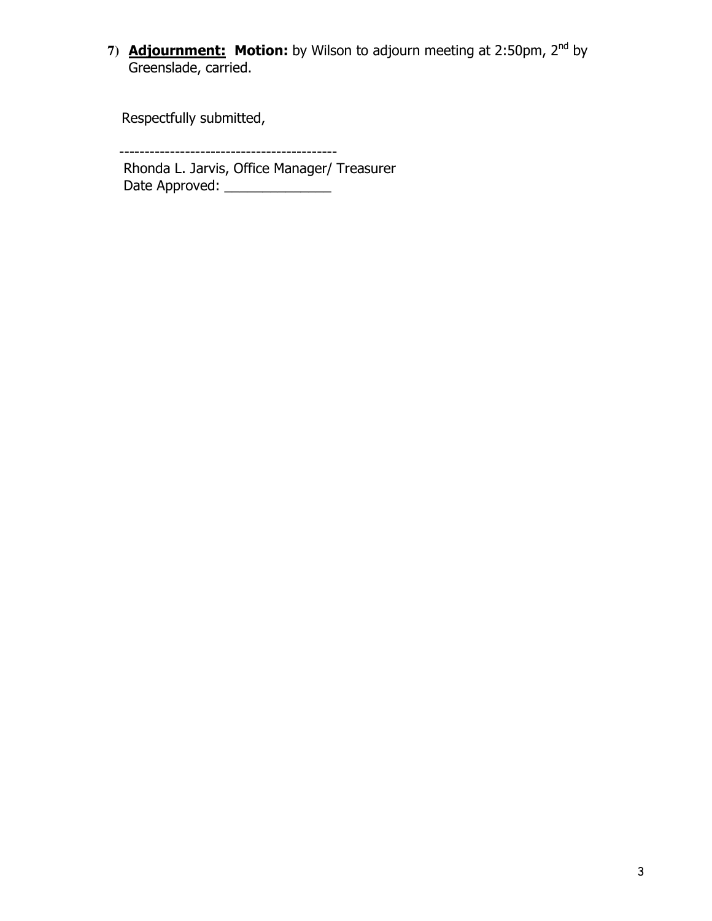7) **<u>Adjournment:</u>** **Motion:** by Wilson to adjourn meeting at 2:50pm, 2nd by Greenslade, carried.

Respectfully submitted,

-------------------------------------------
Rhonda L. Jarvis, Office Manager/ Treasurer
Date Approved: ______________